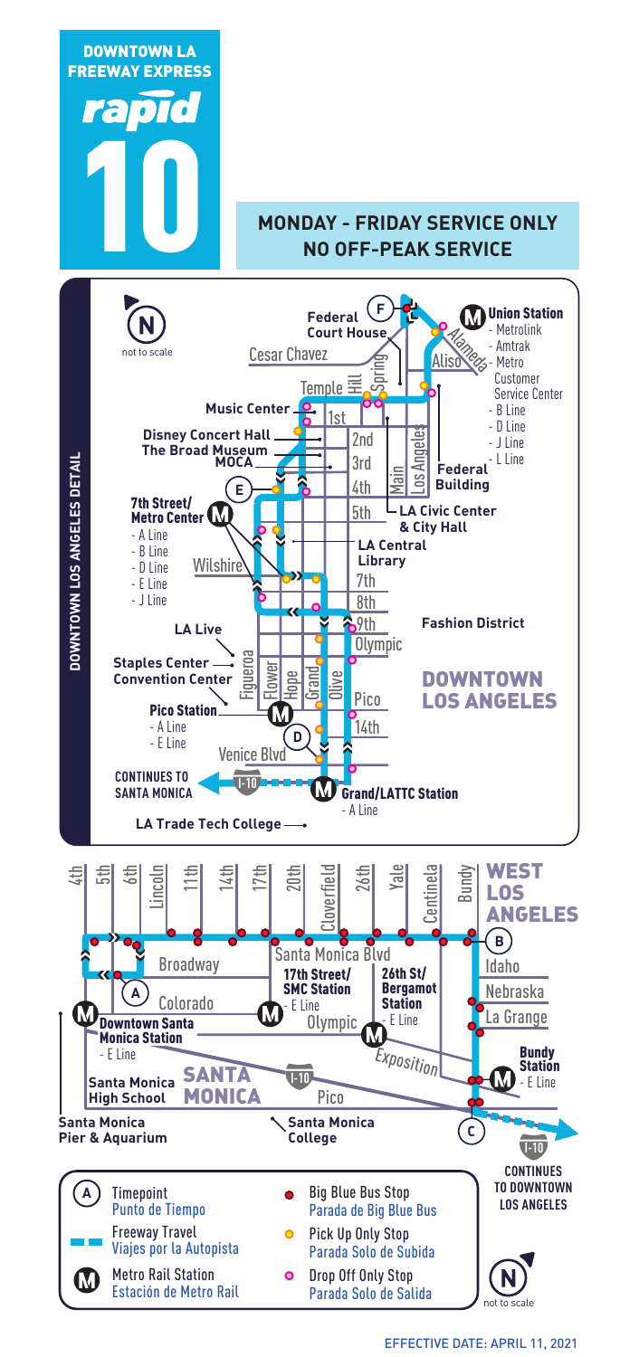# DOWNTOWN LA FREEWAY EXPRESS

# rapid 10

**MONDAY - FRIDAY SERVICE ONLY**
**NO OFF-PEAK SERVICE**

## DOWNTOWN LOS ANGELES DETAIL

N — not to scale

**Union Station**
- Metrolink
- Amtrak
- Metro Customer Service Center
- B Line
- D Line
- J Line
- L Line

**Federal Court House** (F)

Cesar Chavez, Alameda, Aliso, Spring, Hill, Temple, 1st, 2nd, 3rd, 4th, 5th, 7th, 8th, 9th, Olympic, Pico, 14th, Main, Los Angeles, Wilshire, Venice Blvd, Figueroa, Flower, Hope, Grand, Olive

**Music Center**

**Disney Concert Hall**

**The Broad Museum**

**MOCA**

**Federal Building**

**LA Civic Center & City Hall**

**LA Central Library**

(E)

**7th Street/ Metro Center**
- A Line
- B Line
- D Line
- E Line
- J Line

**Fashion District**

**LA Live**

**Staples Center**

**Convention Center**

## DOWNTOWN LOS ANGELES

**Pico Station**
- A Line
- E Line

(D)

**CONTINUES TO SANTA MONICA** — I-10

**Grand/LATTC Station**
- A Line

**LA Trade Tech College**

## WEST LOS ANGELES

4th, 5th, 6th, Lincoln, 11th, 14th, 17th, 20th, Cloverfield, 26th, Yale, Centinela, Bundy

(B)

Broadway, Santa Monica Blvd, Idaho, Nebraska, La Grange, Colorado, Olympic, Exposition, Pico

(A)

**17th Street/ SMC Station**
- E Line

**26th St/ Bergamot Station**
- E Line

**Downtown Santa Monica Station**
- E Line

**Bundy Station**
- E Line

## SANTA MONICA

**Santa Monica High School**

I-10

**Santa Monica Pier & Aquarium**

**Santa Monica College**

(C)

**CONTINUES TO DOWNTOWN LOS ANGELES** — I-10

N — not to scale

### Legend

- (A) Timepoint — Punto de Tiempo
- Freeway Travel — Viajes por la Autopista
- (M) Metro Rail Station — Estación de Metro Rail
- Big Blue Bus Stop — Parada de Big Blue Bus
- Pick Up Only Stop — Parada Solo de Subida
- Drop Off Only Stop — Parada Solo de Salida

EFFECTIVE DATE: APRIL 11, 2021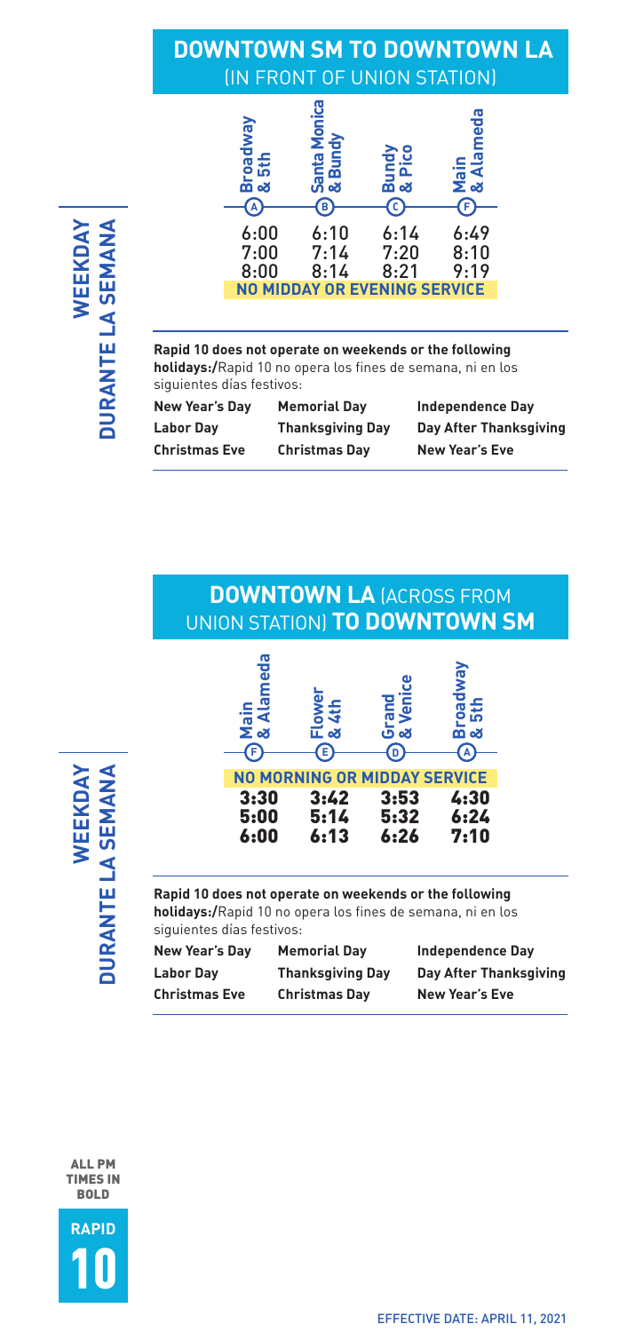## DOWNTOWN SM TO DOWNTOWN LA (IN FRONT OF UNION STATION)

**WEEKDAY**
**DURANTE LA SEMANA**

| Broadway & 5th (A) | Santa Monica & Bundy (B) | Bundy & Pico (C) | Main & Alameda (F) |
|---|---|---|---|
| 6:00 | 6:10 | 6:14 | 6:49 |
| 7:00 | 7:14 | 7:20 | 8:10 |
| 8:00 | 8:14 | 8:21 | 9:19 |
| **NO MIDDAY OR EVENING SERVICE** | | | |

**Rapid 10 does not operate on weekends or the following holidays:**/Rapid 10 no opera los fines de semana, ni en los siguientes días festivos:

| | | |
|---|---|---|
| **New Year's Day** | **Memorial Day** | **Independence Day** |
| **Labor Day** | **Thanksgiving Day** | **Day After Thanksgiving** |
| **Christmas Eve** | **Christmas Day** | **New Year's Eve** |

## DOWNTOWN LA (ACROSS FROM UNION STATION) TO DOWNTOWN SM

**WEEKDAY**
**DURANTE LA SEMANA**

| Main & Alameda (F) | Flower & 4th (E) | Grand & Venice (D) | Broadway & 5th (A) |
|---|---|---|---|
| **NO MORNING OR MIDDAY SERVICE** | | | |
| **3:30** | **3:42** | **3:53** | **4:30** |
| **5:00** | **5:14** | **5:32** | **6:24** |
| **6:00** | **6:13** | **6:26** | **7:10** |

**Rapid 10 does not operate on weekends or the following holidays:**/Rapid 10 no opera los fines de semana, ni en los siguientes días festivos:

| | | |
|---|---|---|
| **New Year's Day** | **Memorial Day** | **Independence Day** |
| **Labor Day** | **Thanksgiving Day** | **Day After Thanksgiving** |
| **Christmas Eve** | **Christmas Day** | **New Year's Eve** |

**ALL PM TIMES IN BOLD**

**RAPID 10**

EFFECTIVE DATE: APRIL 11, 2021